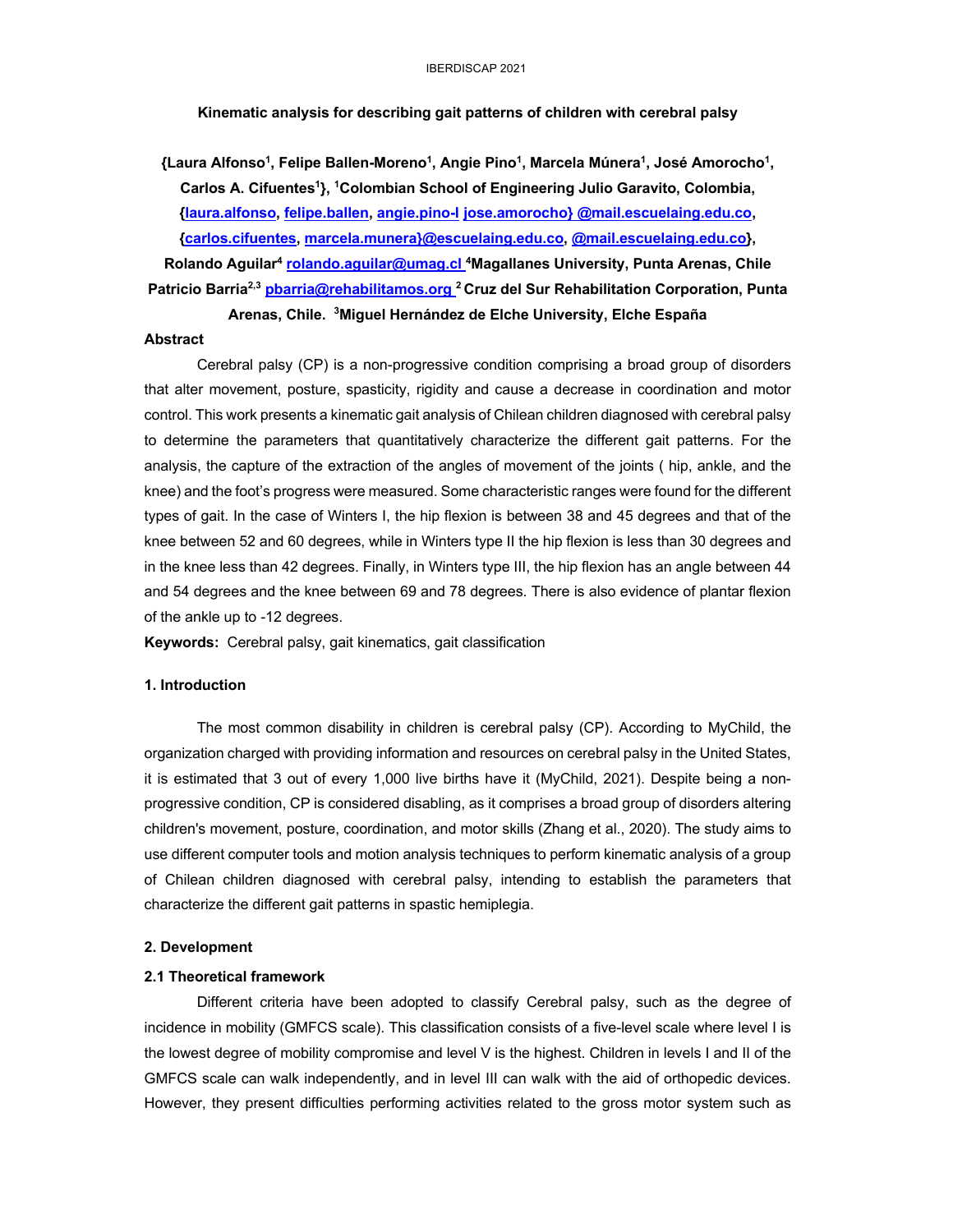# Kinematic analysis for describing gait patterns of children with cerebral palsy

**{Laura Alfonso[1], Felipe Ballen-Moreno[1], Angie Pino[1], Marcela Múnera[1], José Amorocho[1], Carlos A. Cifuentes[1]}, [1]Colombian School of Engineering Julio Garavito, Colombia, {laura.alfonso, felipe.ballen, angie.pino-l jose.amorocho} @mail.escuelaing.edu.co, {carlos.cifuentes, marcela.munera}@escuelaing.edu.co, @mail.escuelaing.edu.co}, Rolando Aguilar[4] rolando.aguilar@umag.cl [4]Magallanes University, Punta Arenas, Chile Patricio Barria[2,3] pbarria@rehabilitamos.org [2]Cruz del Sur Rehabilitation Corporation, Punta Arenas, Chile. [3]Miguel Hernández de Elche University, Elche España**

### Abstract

Cerebral palsy (CP) is a non-progressive condition comprising a broad group of disorders that alter movement, posture, spasticity, rigidity and cause a decrease in coordination and motor control. This work presents a kinematic gait analysis of Chilean children diagnosed with cerebral palsy to determine the parameters that quantitatively characterize the different gait patterns. For the analysis, the capture of the extraction of the angles of movement of the joints ( hip, ankle, and the knee) and the foot's progress were measured. Some characteristic ranges were found for the different types of gait. In the case of Winters I, the hip flexion is between 38 and 45 degrees and that of the knee between 52 and 60 degrees, while in Winters type II the hip flexion is less than 30 degrees and in the knee less than 42 degrees. Finally, in Winters type III, the hip flexion has an angle between 44 and 54 degrees and the knee between 69 and 78 degrees. There is also evidence of plantar flexion of the ankle up to -12 degrees.

**Keywords:** Cerebral palsy, gait kinematics, gait classification

### 1. Introduction

The most common disability in children is cerebral palsy (CP). According to MyChild, the organization charged with providing information and resources on cerebral palsy in the United States, it is estimated that 3 out of every 1,000 live births have it (MyChild, 2021). Despite being a non-progressive condition, CP is considered disabling, as it comprises a broad group of disorders altering children's movement, posture, coordination, and motor skills (Zhang et al., 2020). The study aims to use different computer tools and motion analysis techniques to perform kinematic analysis of a group of Chilean children diagnosed with cerebral palsy, intending to establish the parameters that characterize the different gait patterns in spastic hemiplegia.

### 2. Development

#### 2.1 Theoretical framework

Different criteria have been adopted to classify Cerebral palsy, such as the degree of incidence in mobility (GMFCS scale). This classification consists of a five-level scale where level I is the lowest degree of mobility compromise and level V is the highest. Children in levels I and II of the GMFCS scale can walk independently, and in level III can walk with the aid of orthopedic devices. However, they present difficulties performing activities related to the gross motor system such as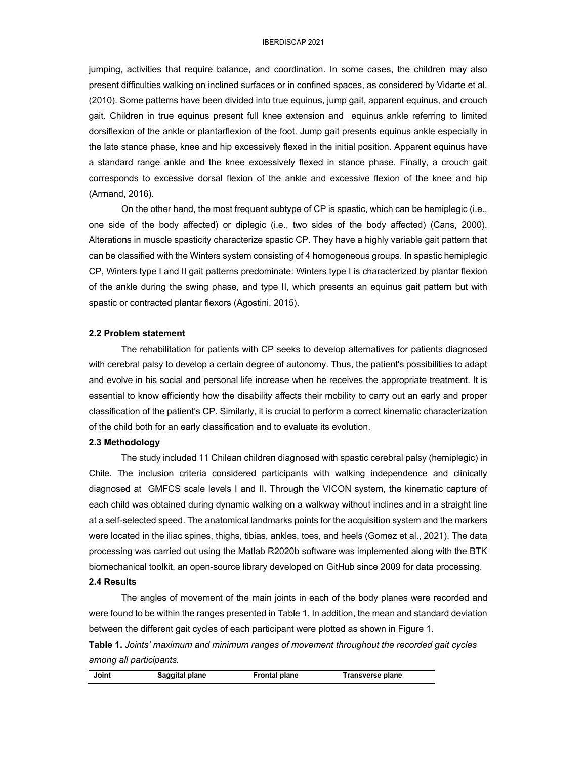jumping, activities that require balance, and coordination. In some cases, the children may also present difficulties walking on inclined surfaces or in confined spaces, as considered by Vidarte et al. (2010). Some patterns have been divided into true equinus, jump gait, apparent equinus, and crouch gait. Children in true equinus present full knee extension and equinus ankle referring to limited dorsiflexion of the ankle or plantarflexion of the foot. Jump gait presents equinus ankle especially in the late stance phase, knee and hip excessively flexed in the initial position. Apparent equinus have a standard range ankle and the knee excessively flexed in stance phase. Finally, a crouch gait corresponds to excessive dorsal flexion of the ankle and excessive flexion of the knee and hip (Armand, 2016).

On the other hand, the most frequent subtype of CP is spastic, which can be hemiplegic (i.e., one side of the body affected) or diplegic (i.e., two sides of the body affected) (Cans, 2000). Alterations in muscle spasticity characterize spastic CP. They have a highly variable gait pattern that can be classified with the Winters system consisting of 4 homogeneous groups. In spastic hemiplegic CP, Winters type I and II gait patterns predominate: Winters type I is characterized by plantar flexion of the ankle during the swing phase, and type II, which presents an equinus gait pattern but with spastic or contracted plantar flexors (Agostini, 2015).

### 2.2 Problem statement

The rehabilitation for patients with CP seeks to develop alternatives for patients diagnosed with cerebral palsy to develop a certain degree of autonomy. Thus, the patient's possibilities to adapt and evolve in his social and personal life increase when he receives the appropriate treatment. It is essential to know efficiently how the disability affects their mobility to carry out an early and proper classification of the patient's CP. Similarly, it is crucial to perform a correct kinematic characterization of the child both for an early classification and to evaluate its evolution.

### 2.3 Methodology

The study included 11 Chilean children diagnosed with spastic cerebral palsy (hemiplegic) in Chile. The inclusion criteria considered participants with walking independence and clinically diagnosed at GMFCS scale levels I and II. Through the VICON system, the kinematic capture of each child was obtained during dynamic walking on a walkway without inclines and in a straight line at a self-selected speed. The anatomical landmarks points for the acquisition system and the markers were located in the iliac spines, thighs, tibias, ankles, toes, and heels (Gomez et al., 2021). The data processing was carried out using the Matlab R2020b software was implemented along with the BTK biomechanical toolkit, an open-source library developed on GitHub since 2009 for data processing.

### 2.4 Results

The angles of movement of the main joints in each of the body planes were recorded and were found to be within the ranges presented in Table 1. In addition, the mean and standard deviation between the different gait cycles of each participant were plotted as shown in Figure 1.

**Table 1.** *Joints' maximum and minimum ranges of movement throughout the recorded gait cycles among all participants.*

| Joint | Saggital plane | Frontal plane | Transverse plane |
| --- | --- | --- | --- |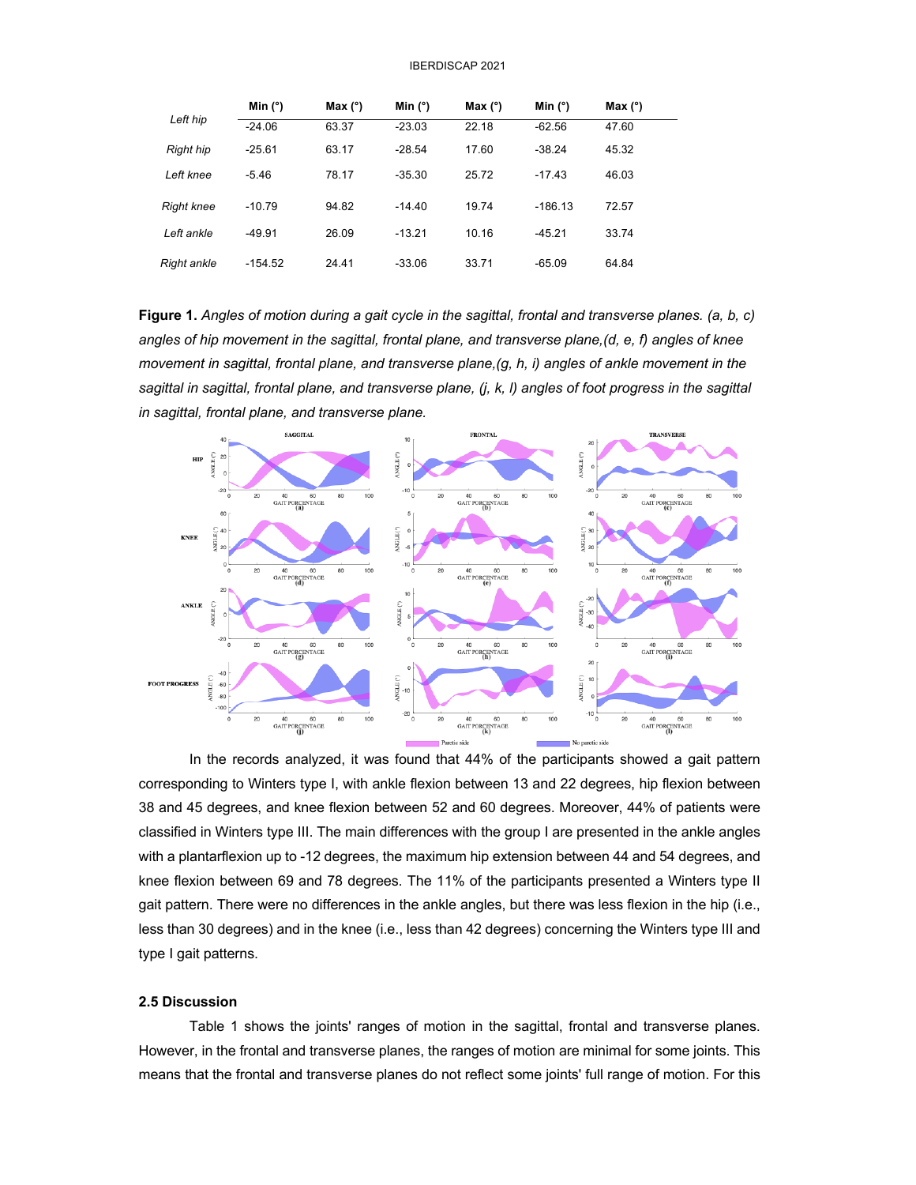|  | Min (°) | Max (°) | Min (°) | Max (°) | Min (°) | Max (°) |
|---|---|---|---|---|---|---|
| *Left hip* | -24.06 | 63.37 | -23.03 | 22.18 | -62.56 | 47.60 |
| *Right hip* | -25.61 | 63.17 | -28.54 | 17.60 | -38.24 | 45.32 |
| *Left knee* | -5.46 | 78.17 | -35.30 | 25.72 | -17.43 | 46.03 |
| *Right knee* | -10.79 | 94.82 | -14.40 | 19.74 | -186.13 | 72.57 |
| *Left ankle* | -49.91 | 26.09 | -13.21 | 10.16 | -45.21 | 33.74 |
| *Right ankle* | -154.52 | 24.41 | -33.06 | 33.71 | -65.09 | 64.84 |

**Figure 1.** *Angles of motion during a gait cycle in the sagittal, frontal and transverse planes. (a, b, c) angles of hip movement in the sagittal, frontal plane, and transverse plane,(d, e, f) angles of knee movement in sagittal, frontal plane, and transverse plane,(g, h, i) angles of ankle movement in the sagittal in sagittal, frontal plane, and transverse plane, (j, k, l) angles of foot progress in the sagittal in sagittal, frontal plane, and transverse plane.*

In the records analyzed, it was found that 44% of the participants showed a gait pattern corresponding to Winters type I, with ankle flexion between 13 and 22 degrees, hip flexion between 38 and 45 degrees, and knee flexion between 52 and 60 degrees. Moreover, 44% of patients were classified in Winters type III. The main differences with the group I are presented in the ankle angles with a plantarflexion up to -12 degrees, the maximum hip extension between 44 and 54 degrees, and knee flexion between 69 and 78 degrees. The 11% of the participants presented a Winters type II gait pattern. There were no differences in the ankle angles, but there was less flexion in the hip (i.e., less than 30 degrees) and in the knee (i.e., less than 42 degrees) concerning the Winters type III and type I gait patterns.

### 2.5 Discussion

Table 1 shows the joints' ranges of motion in the sagittal, frontal and transverse planes. However, in the frontal and transverse planes, the ranges of motion are minimal for some joints. This means that the frontal and transverse planes do not reflect some joints' full range of motion. For this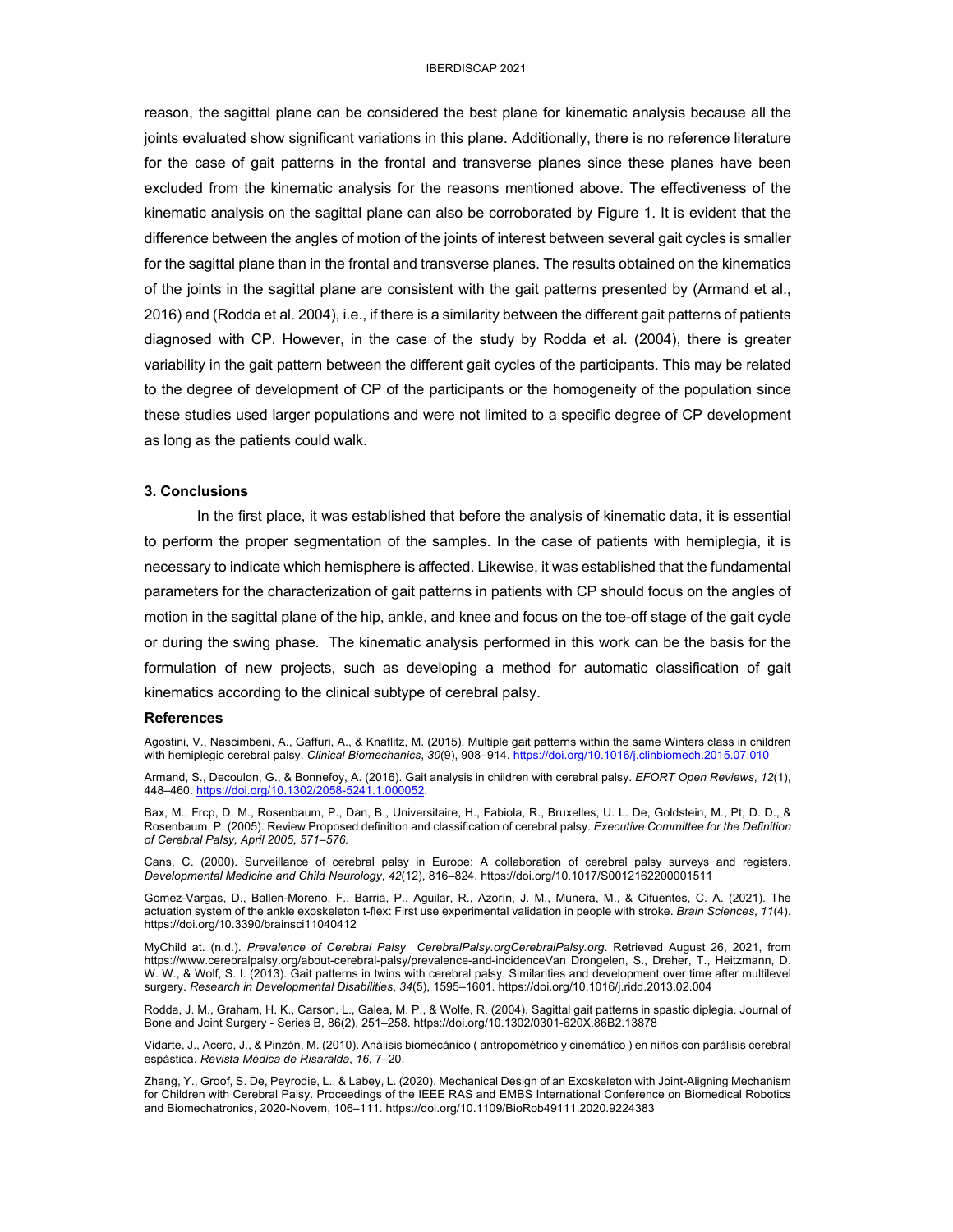reason, the sagittal plane can be considered the best plane for kinematic analysis because all the joints evaluated show significant variations in this plane. Additionally, there is no reference literature for the case of gait patterns in the frontal and transverse planes since these planes have been excluded from the kinematic analysis for the reasons mentioned above. The effectiveness of the kinematic analysis on the sagittal plane can also be corroborated by Figure 1. It is evident that the difference between the angles of motion of the joints of interest between several gait cycles is smaller for the sagittal plane than in the frontal and transverse planes. The results obtained on the kinematics of the joints in the sagittal plane are consistent with the gait patterns presented by (Armand et al., 2016) and (Rodda et al. 2004), i.e., if there is a similarity between the different gait patterns of patients diagnosed with CP. However, in the case of the study by Rodda et al. (2004), there is greater variability in the gait pattern between the different gait cycles of the participants. This may be related to the degree of development of CP of the participants or the homogeneity of the population since these studies used larger populations and were not limited to a specific degree of CP development as long as the patients could walk.

## 3. Conclusions

In the first place, it was established that before the analysis of kinematic data, it is essential to perform the proper segmentation of the samples. In the case of patients with hemiplegia, it is necessary to indicate which hemisphere is affected. Likewise, it was established that the fundamental parameters for the characterization of gait patterns in patients with CP should focus on the angles of motion in the sagittal plane of the hip, ankle, and knee and focus on the toe-off stage of the gait cycle or during the swing phase. The kinematic analysis performed in this work can be the basis for the formulation of new projects, such as developing a method for automatic classification of gait kinematics according to the clinical subtype of cerebral palsy.

## References

Agostini, V., Nascimbeni, A., Gaffuri, A., & Knaflitz, M. (2015). Multiple gait patterns within the same Winters class in children with hemiplegic cerebral palsy. *Clinical Biomechanics*, *30*(9), 908–914. https://doi.org/10.1016/j.clinbiomech.2015.07.010

Armand, S., Decoulon, G., & Bonnefoy, A. (2016). Gait analysis in children with cerebral palsy. *EFORT Open Reviews*, *12*(1), 448–460. https://doi.org/10.1302/2058-5241.1.000052.

Bax, M., Frcp, D. M., Rosenbaum, P., Dan, B., Universitaire, H., Fabiola, R., Bruxelles, U. L. De, Goldstein, M., Pt, D. D., & Rosenbaum, P. (2005). Review Proposed definition and classification of cerebral palsy. *Executive Committee for the Definition of Cerebral Palsy, April 2005, 571–576.*

Cans, C. (2000). Surveillance of cerebral palsy in Europe: A collaboration of cerebral palsy surveys and registers. *Developmental Medicine and Child Neurology*, *42*(12), 816–824. https://doi.org/10.1017/S0012162200001511

Gomez-Vargas, D., Ballen-Moreno, F., Barria, P., Aguilar, R., Azorín, J. M., Munera, M., & Cifuentes, C. A. (2021). The actuation system of the ankle exoskeleton t-flex: First use experimental validation in people with stroke. *Brain Sciences*, *11*(4). https://doi.org/10.3390/brainsci11040412

MyChild at. (n.d.). *Prevalence of Cerebral Palsy CerebralPalsy.orgCerebralPalsy.org*. Retrieved August 26, 2021, from https://www.cerebralpalsy.org/about-cerebral-palsy/prevalence-and-incidenceVan Drongelen, S., Dreher, T., Heitzmann, D. W. W., & Wolf, S. I. (2013). Gait patterns in twins with cerebral palsy: Similarities and development over time after multilevel surgery. *Research in Developmental Disabilities*, *34*(5), 1595–1601. https://doi.org/10.1016/j.ridd.2013.02.004

Rodda, J. M., Graham, H. K., Carson, L., Galea, M. P., & Wolfe, R. (2004). Sagittal gait patterns in spastic diplegia. Journal of Bone and Joint Surgery - Series B, 86(2), 251–258. https://doi.org/10.1302/0301-620X.86B2.13878

Vidarte, J., Acero, J., & Pinzón, M. (2010). Análisis biomecánico ( antropométrico y cinemático ) en niños con parálisis cerebral espástica. *Revista Médica de Risaralda*, *16*, 7–20.

Zhang, Y., Groof, S. De, Peyrodie, L., & Labey, L. (2020). Mechanical Design of an Exoskeleton with Joint-Aligning Mechanism for Children with Cerebral Palsy. Proceedings of the IEEE RAS and EMBS International Conference on Biomedical Robotics and Biomechatronics, 2020-Novem, 106–111. https://doi.org/10.1109/BioRob49111.2020.9224383